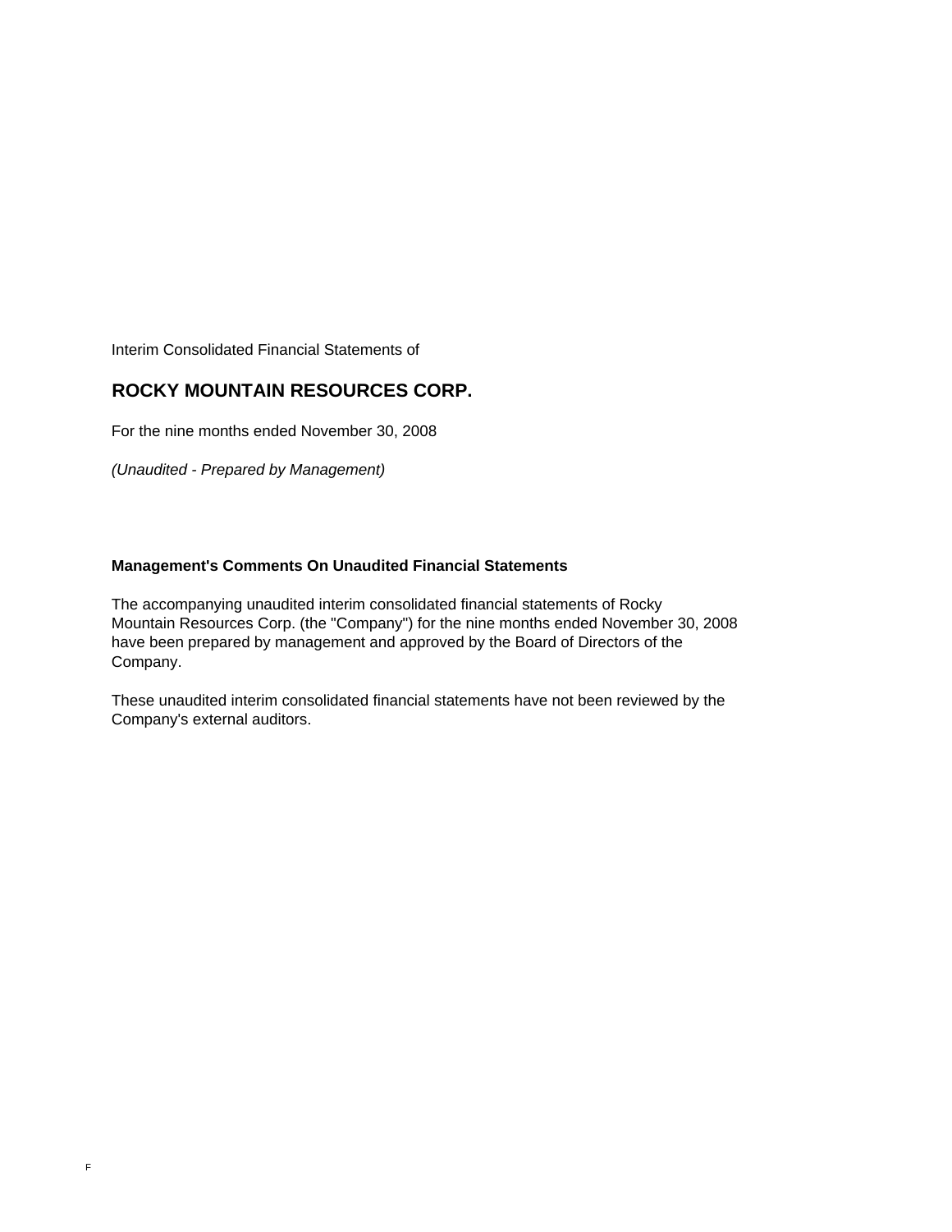Interim Consolidated Financial Statements of

# ROCKY MOUNTAIN RESOURCES CORP.

For the nine months ended November 30, 2008

*(Unaudited - Prepared by Management)*

**Management's Comments On Unaudited Financial Statements**

The accompanying unaudited interim consolidated financial statements of Rocky Mountain Resources Corp. (the "Company") for the nine months ended November 30, 2008 have been prepared by management and approved by the Board of Directors of the Company.

These unaudited interim consolidated financial statements have not been reviewed by the Company's external auditors.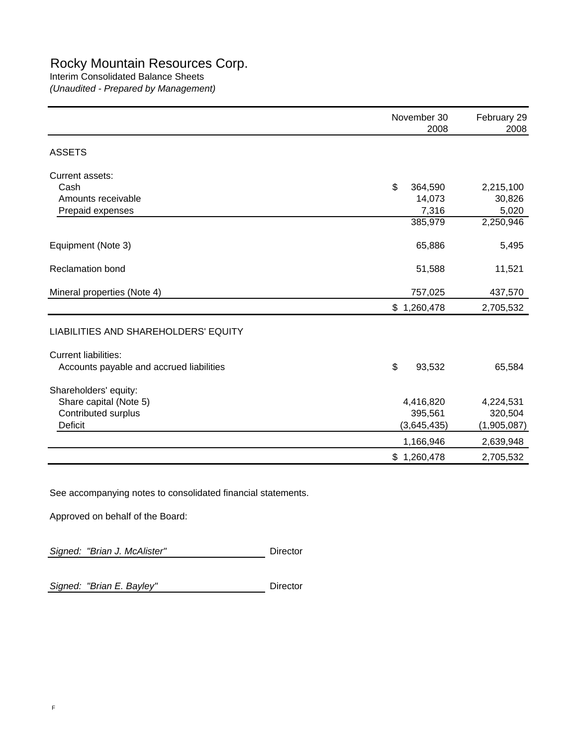# Rocky Mountain Resources Corp.

Interim Consolidated Balance Sheets

*(Unaudited - Prepared by Management)*

| | November 30 2008 | February 29 2008 |
|---|---|---|
| **ASSETS** | | |
| Current assets: | | |
| Cash | $ 364,590 | 2,215,100 |
| Amounts receivable | 14,073 | 30,826 |
| Prepaid expenses | 7,316 | 5,020 |
| | 385,979 | 2,250,946 |
| Equipment (Note 3) | 65,886 | 5,495 |
| Reclamation bond | 51,588 | 11,521 |
| Mineral properties (Note 4) | 757,025 | 437,570 |
| | $ 1,260,478 | 2,705,532 |
| **LIABILITIES AND SHAREHOLDERS' EQUITY** | | |
| Current liabilities: | | |
| Accounts payable and accrued liabilities | $ 93,532 | 65,584 |
| Shareholders' equity: | | |
| Share capital (Note 5) | 4,416,820 | 4,224,531 |
| Contributed surplus | 395,561 | 320,504 |
| Deficit | (3,645,435) | (1,905,087) |
| | 1,166,946 | 2,639,948 |
| | $ 1,260,478 | 2,705,532 |

See accompanying notes to consolidated financial statements.

Approved on behalf of the Board:

*Signed: "Brian J. McAlister"* Director

*Signed: "Brian E. Bayley"* Director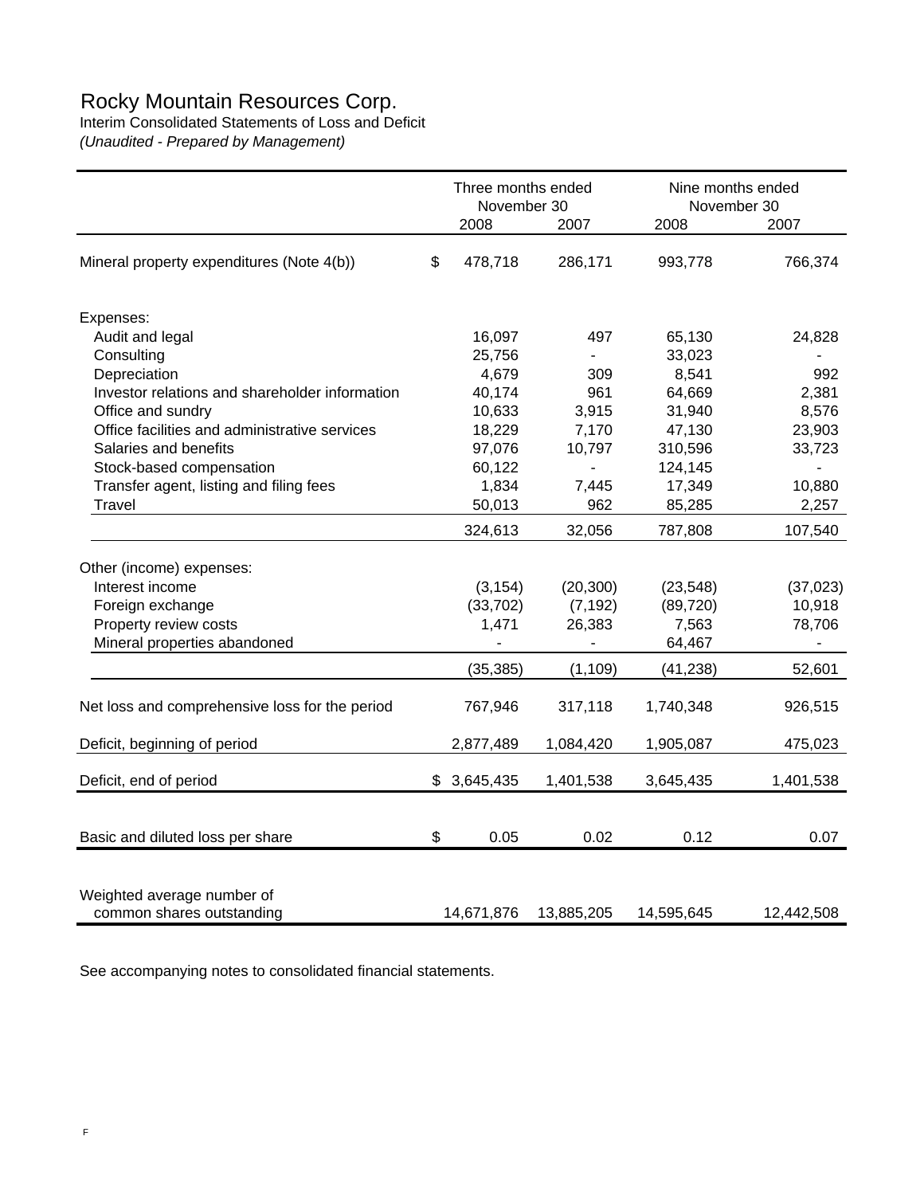# Rocky Mountain Resources Corp.

Interim Consolidated Statements of Loss and Deficit

*(Unaudited - Prepared by Management)*

| | Three months ended November 30 | | Nine months ended November 30 | |
|---|---|---|---|---|
| | 2008 | 2007 | 2008 | 2007 |
| Mineral property expenditures (Note 4(b)) | $ 478,718 | 286,171 | 993,778 | 766,374 |
| Expenses: | | | | |
| Audit and legal | 16,097 | 497 | 65,130 | 24,828 |
| Consulting | 25,756 | - | 33,023 | - |
| Depreciation | 4,679 | 309 | 8,541 | 992 |
| Investor relations and shareholder information | 40,174 | 961 | 64,669 | 2,381 |
| Office and sundry | 10,633 | 3,915 | 31,940 | 8,576 |
| Office facilities and administrative services | 18,229 | 7,170 | 47,130 | 23,903 |
| Salaries and benefits | 97,076 | 10,797 | 310,596 | 33,723 |
| Stock-based compensation | 60,122 | - | 124,145 | - |
| Transfer agent, listing and filing fees | 1,834 | 7,445 | 17,349 | 10,880 |
| Travel | 50,013 | 962 | 85,285 | 2,257 |
| | 324,613 | 32,056 | 787,808 | 107,540 |
| Other (income) expenses: | | | | |
| Interest income | (3,154) | (20,300) | (23,548) | (37,023) |
| Foreign exchange | (33,702) | (7,192) | (89,720) | 10,918 |
| Property review costs | 1,471 | 26,383 | 7,563 | 78,706 |
| Mineral properties abandoned | - | - | 64,467 | - |
| | (35,385) | (1,109) | (41,238) | 52,601 |
| Net loss and comprehensive loss for the period | 767,946 | 317,118 | 1,740,348 | 926,515 |
| Deficit, beginning of period | 2,877,489 | 1,084,420 | 1,905,087 | 475,023 |
| Deficit, end of period | $ 3,645,435 | 1,401,538 | 3,645,435 | 1,401,538 |
| Basic and diluted loss per share | $ 0.05 | 0.02 | 0.12 | 0.07 |
| Weighted average number of common shares outstanding | 14,671,876 | 13,885,205 | 14,595,645 | 12,442,508 |

See accompanying notes to consolidated financial statements.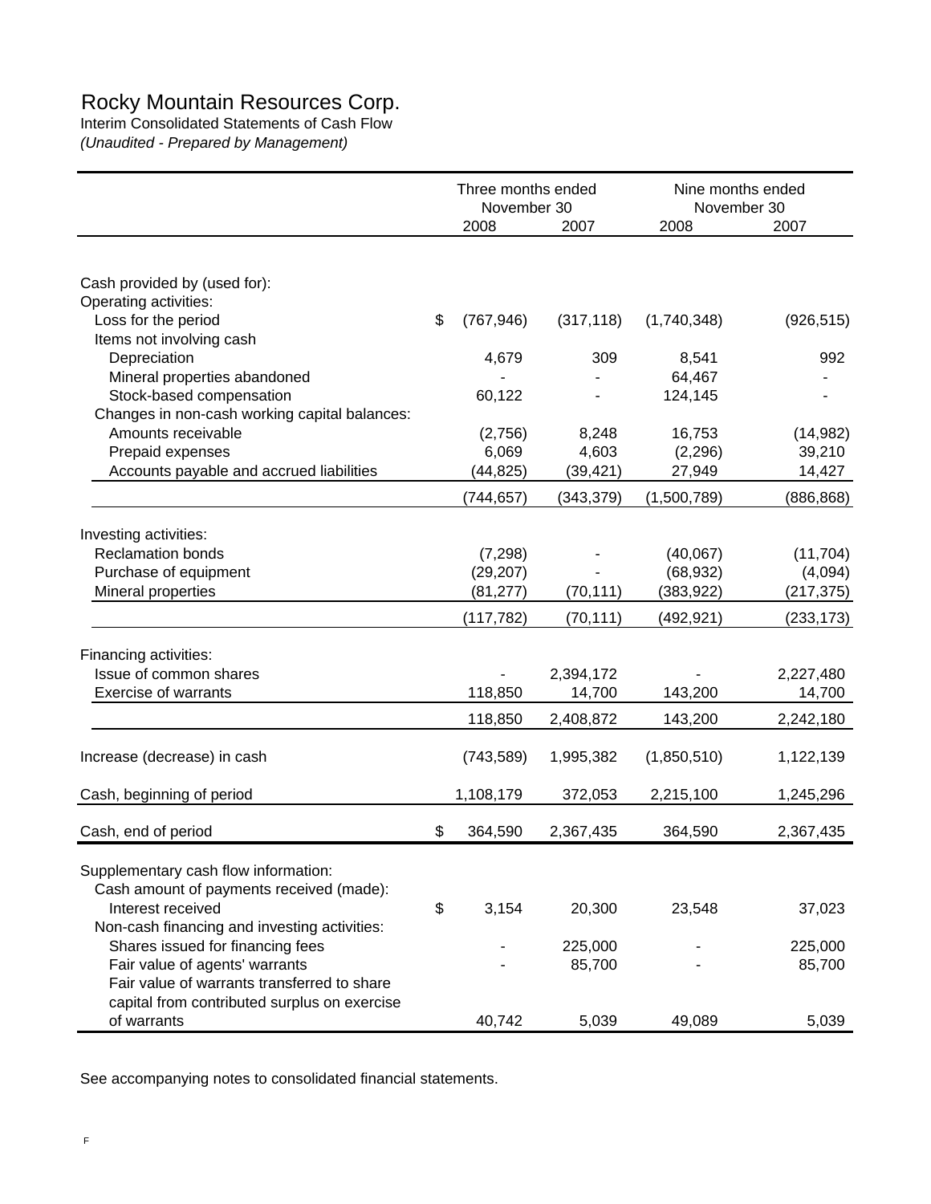# Rocky Mountain Resources Corp.

Interim Consolidated Statements of Cash Flow

*(Unaudited - Prepared by Management)*

| | Three months ended November 30 | | Nine months ended November 30 | |
|---|---|---|---|---|
| | 2008 | 2007 | 2008 | 2007 |
| Cash provided by (used for): | | | | |
| Operating activities: | | | | |
| Loss for the period | $ (767,946) | (317,118) | (1,740,348) | (926,515) |
| Items not involving cash | | | | |
| Depreciation | 4,679 | 309 | 8,541 | 992 |
| Mineral properties abandoned | - | - | 64,467 | - |
| Stock-based compensation | 60,122 | - | 124,145 | - |
| Changes in non-cash working capital balances: | | | | |
| Amounts receivable | (2,756) | 8,248 | 16,753 | (14,982) |
| Prepaid expenses | 6,069 | 4,603 | (2,296) | 39,210 |
| Accounts payable and accrued liabilities | (44,825) | (39,421) | 27,949 | 14,427 |
| | (744,657) | (343,379) | (1,500,789) | (886,868) |
| Investing activities: | | | | |
| Reclamation bonds | (7,298) | - | (40,067) | (11,704) |
| Purchase of equipment | (29,207) | - | (68,932) | (4,094) |
| Mineral properties | (81,277) | (70,111) | (383,922) | (217,375) |
| | (117,782) | (70,111) | (492,921) | (233,173) |
| Financing activities: | | | | |
| Issue of common shares | - | 2,394,172 | - | 2,227,480 |
| Exercise of warrants | 118,850 | 14,700 | 143,200 | 14,700 |
| | 118,850 | 2,408,872 | 143,200 | 2,242,180 |
| Increase (decrease) in cash | (743,589) | 1,995,382 | (1,850,510) | 1,122,139 |
| Cash, beginning of period | 1,108,179 | 372,053 | 2,215,100 | 1,245,296 |
| Cash, end of period | $ 364,590 | 2,367,435 | 364,590 | 2,367,435 |
| Supplementary cash flow information: | | | | |
| Cash amount of payments received (made): | | | | |
| Interest received | $ 3,154 | 20,300 | 23,548 | 37,023 |
| Non-cash financing and investing activities: | | | | |
| Shares issued for financing fees | - | 225,000 | - | 225,000 |
| Fair value of agents' warrants | - | 85,700 | - | 85,700 |
| Fair value of warrants transferred to share capital from contributed surplus on exercise of warrants | 40,742 | 5,039 | 49,089 | 5,039 |

See accompanying notes to consolidated financial statements.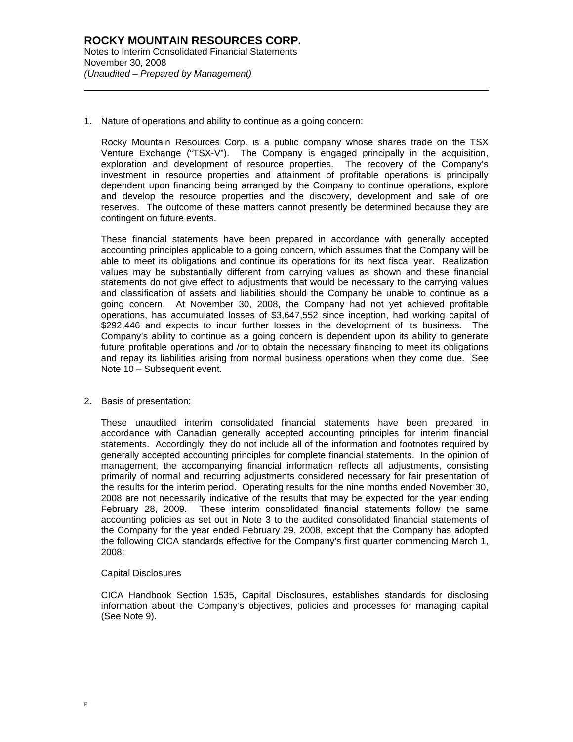1. Nature of operations and ability to continue as a going concern:

   Rocky Mountain Resources Corp. is a public company whose shares trade on the TSX Venture Exchange ("TSX-V"). The Company is engaged principally in the acquisition, exploration and development of resource properties. The recovery of the Company's investment in resource properties and attainment of profitable operations is principally dependent upon financing being arranged by the Company to continue operations, explore and develop the resource properties and the discovery, development and sale of ore reserves. The outcome of these matters cannot presently be determined because they are contingent on future events.

   These financial statements have been prepared in accordance with generally accepted accounting principles applicable to a going concern, which assumes that the Company will be able to meet its obligations and continue its operations for its next fiscal year. Realization values may be substantially different from carrying values as shown and these financial statements do not give effect to adjustments that would be necessary to the carrying values and classification of assets and liabilities should the Company be unable to continue as a going concern. At November 30, 2008, the Company had not yet achieved profitable operations, has accumulated losses of $3,647,552 since inception, had working capital of $292,446 and expects to incur further losses in the development of its business. The Company's ability to continue as a going concern is dependent upon its ability to generate future profitable operations and /or to obtain the necessary financing to meet its obligations and repay its liabilities arising from normal business operations when they come due. See Note 10 – Subsequent event.

2. Basis of presentation:

   These unaudited interim consolidated financial statements have been prepared in accordance with Canadian generally accepted accounting principles for interim financial statements. Accordingly, they do not include all of the information and footnotes required by generally accepted accounting principles for complete financial statements. In the opinion of management, the accompanying financial information reflects all adjustments, consisting primarily of normal and recurring adjustments considered necessary for fair presentation of the results for the interim period. Operating results for the nine months ended November 30, 2008 are not necessarily indicative of the results that may be expected for the year ending February 28, 2009. These interim consolidated financial statements follow the same accounting policies as set out in Note 3 to the audited consolidated financial statements of the Company for the year ended February 29, 2008, except that the Company has adopted the following CICA standards effective for the Company's first quarter commencing March 1, 2008:

   Capital Disclosures

   CICA Handbook Section 1535, Capital Disclosures, establishes standards for disclosing information about the Company's objectives, policies and processes for managing capital (See Note 9).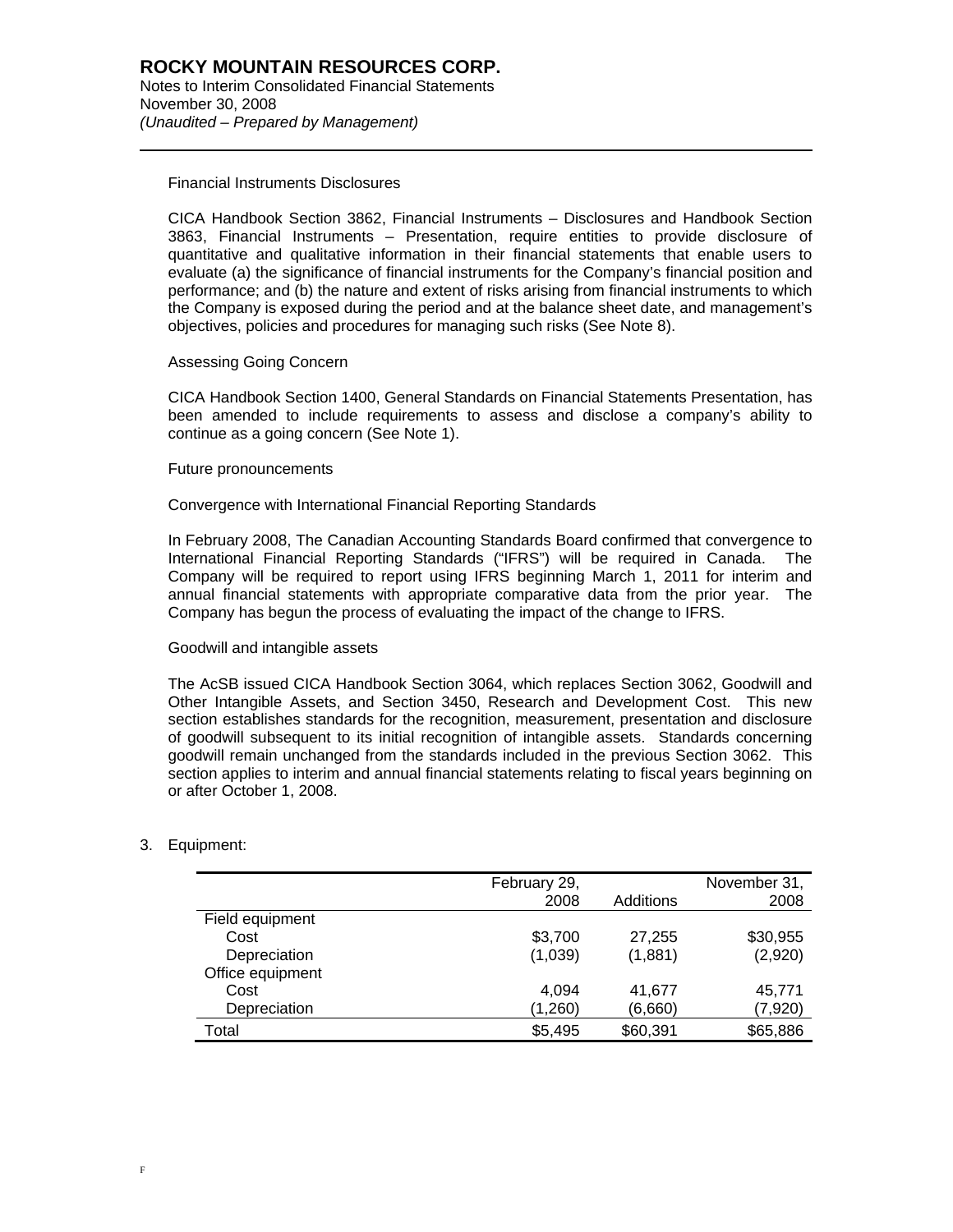Financial Instruments Disclosures

CICA Handbook Section 3862, Financial Instruments – Disclosures and Handbook Section 3863, Financial Instruments – Presentation, require entities to provide disclosure of quantitative and qualitative information in their financial statements that enable users to evaluate (a) the significance of financial instruments for the Company's financial position and performance; and (b) the nature and extent of risks arising from financial instruments to which the Company is exposed during the period and at the balance sheet date, and management's objectives, policies and procedures for managing such risks (See Note 8).

Assessing Going Concern

CICA Handbook Section 1400, General Standards on Financial Statements Presentation, has been amended to include requirements to assess and disclose a company's ability to continue as a going concern (See Note 1).

Future pronouncements

Convergence with International Financial Reporting Standards

In February 2008, The Canadian Accounting Standards Board confirmed that convergence to International Financial Reporting Standards ("IFRS") will be required in Canada. The Company will be required to report using IFRS beginning March 1, 2011 for interim and annual financial statements with appropriate comparative data from the prior year. The Company has begun the process of evaluating the impact of the change to IFRS.

Goodwill and intangible assets

The AcSB issued CICA Handbook Section 3064, which replaces Section 3062, Goodwill and Other Intangible Assets, and Section 3450, Research and Development Cost. This new section establishes standards for the recognition, measurement, presentation and disclosure of goodwill subsequent to its initial recognition of intangible assets. Standards concerning goodwill remain unchanged from the standards included in the previous Section 3062. This section applies to interim and annual financial statements relating to fiscal years beginning on or after October 1, 2008.

3. Equipment:

| | February 29, 2008 | Additions | November 31, 2008 |
|---|---|---|---|
| Field equipment | | | |
| Cost | $3,700 | 27,255 | $30,955 |
| Depreciation | (1,039) | (1,881) | (2,920) |
| Office equipment | | | |
| Cost | 4,094 | 41,677 | 45,771 |
| Depreciation | (1,260) | (6,660) | (7,920) |
| Total | $5,495 | $60,391 | $65,886 |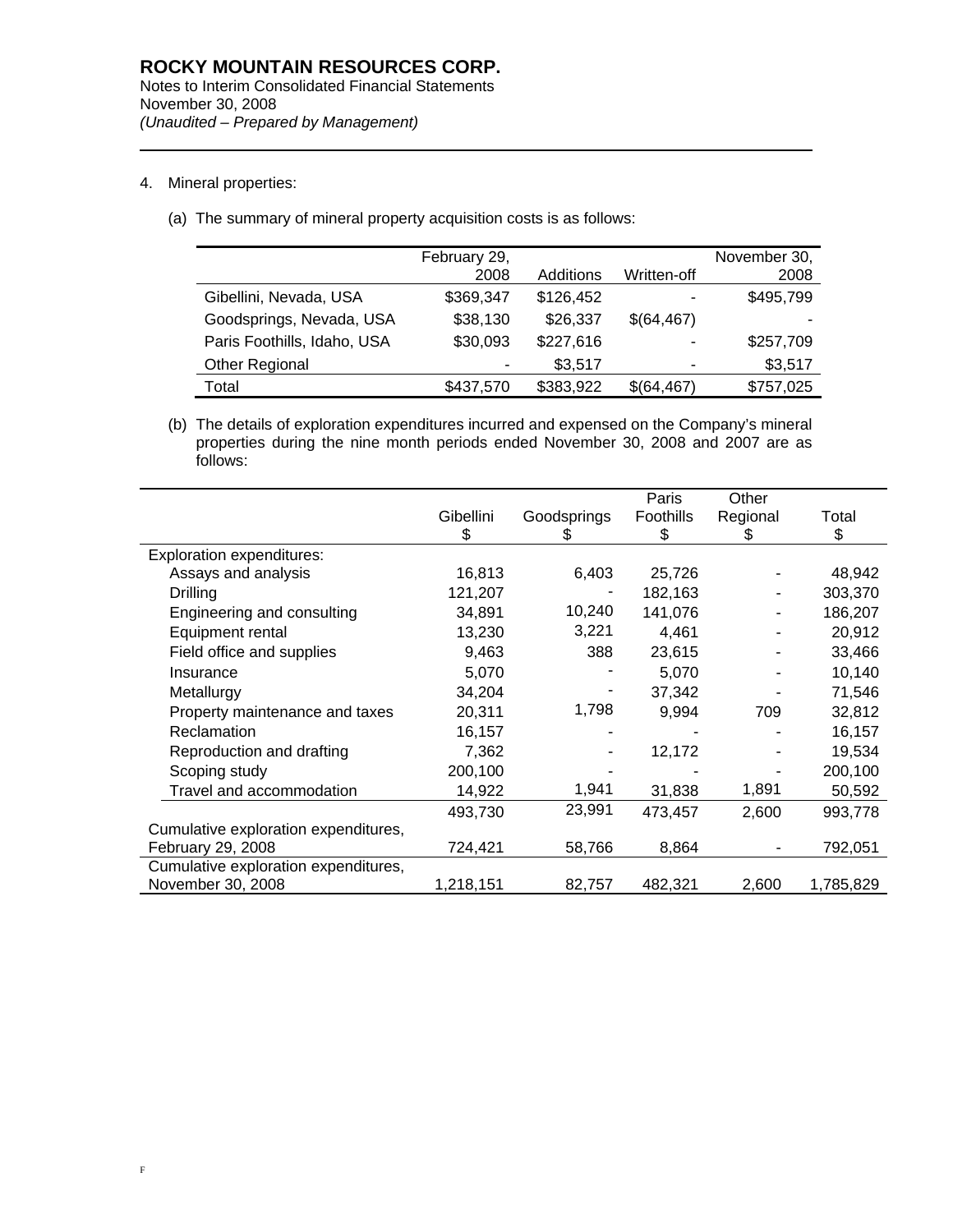**ROCKY MOUNTAIN RESOURCES CORP.**
Notes to Interim Consolidated Financial Statements
November 30, 2008
*(Unaudited – Prepared by Management)*

4. Mineral properties:

(a) The summary of mineral property acquisition costs is as follows:

| | February 29, 2008 | Additions | Written-off | November 30, 2008 |
|---|---|---|---|---|
| Gibellini, Nevada, USA | $369,347 | $126,452 | - | $495,799 |
| Goodsprings, Nevada, USA | $38,130 | $26,337 | $(64,467) | - |
| Paris Foothills, Idaho, USA | $30,093 | $227,616 | - | $257,709 |
| Other Regional | - | $3,517 | - | $3,517 |
| Total | $437,570 | $383,922 | $(64,467) | $757,025 |

(b) The details of exploration expenditures incurred and expensed on the Company's mineral properties during the nine month periods ended November 30, 2008 and 2007 are as follows:

| | Gibellini $ | Goodsprings $ | Paris Foothills $ | Other Regional $ | Total $ |
|---|---|---|---|---|---|
| Exploration expenditures: | | | | | |
| Assays and analysis | 16,813 | 6,403 | 25,726 | - | 48,942 |
| Drilling | 121,207 | - | 182,163 | - | 303,370 |
| Engineering and consulting | 34,891 | 10,240 | 141,076 | - | 186,207 |
| Equipment rental | 13,230 | 3,221 | 4,461 | - | 20,912 |
| Field office and supplies | 9,463 | 388 | 23,615 | - | 33,466 |
| Insurance | 5,070 | - | 5,070 | - | 10,140 |
| Metallurgy | 34,204 | - | 37,342 | - | 71,546 |
| Property maintenance and taxes | 20,311 | 1,798 | 9,994 | 709 | 32,812 |
| Reclamation | 16,157 | - | - | - | 16,157 |
| Reproduction and drafting | 7,362 | - | 12,172 | - | 19,534 |
| Scoping study | 200,100 | - | - | - | 200,100 |
| Travel and accommodation | 14,922 | 1,941 | 31,838 | 1,891 | 50,592 |
| | 493,730 | 23,991 | 473,457 | 2,600 | 993,778 |
| Cumulative exploration expenditures, February 29, 2008 | 724,421 | 58,766 | 8,864 | - | 792,051 |
| Cumulative exploration expenditures, November 30, 2008 | 1,218,151 | 82,757 | 482,321 | 2,600 | 1,785,829 |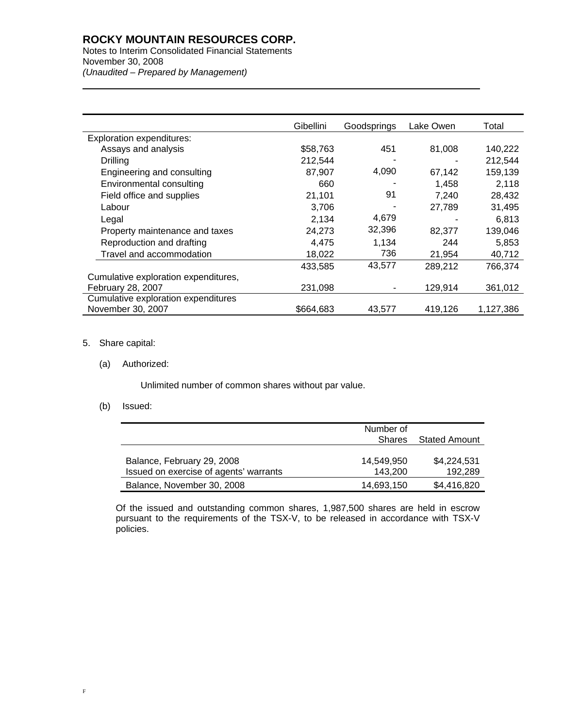|  | Gibellini | Goodsprings | Lake Owen | Total |
|---|---|---|---|---|
| Exploration expenditures: |  |  |  |  |
| Assays and analysis | $58,763 | 451 | 81,008 | 140,222 |
| Drilling | 212,544 | - | - | 212,544 |
| Engineering and consulting | 87,907 | 4,090 | 67,142 | 159,139 |
| Environmental consulting | 660 | - | 1,458 | 2,118 |
| Field office and supplies | 21,101 | 91 | 7,240 | 28,432 |
| Labour | 3,706 | - | 27,789 | 31,495 |
| Legal | 2,134 | 4,679 | - | 6,813 |
| Property maintenance and taxes | 24,273 | 32,396 | 82,377 | 139,046 |
| Reproduction and drafting | 4,475 | 1,134 | 244 | 5,853 |
| Travel and accommodation | 18,022 | 736 | 21,954 | 40,712 |
|  | 433,585 | 43,577 | 289,212 | 766,374 |
| Cumulative exploration expenditures, February 28, 2007 | 231,098 | - | 129,914 | 361,012 |
| Cumulative exploration expenditures November 30, 2007 | $664,683 | 43,577 | 419,126 | 1,127,386 |

5. Share capital:

   (a) Authorized:

   Unlimited number of common shares without par value.

   (b) Issued:

|  | Number of Shares | Stated Amount |
|---|---|---|
| Balance, February 29, 2008 | 14,549,950 | $4,224,531 |
| Issued on exercise of agents' warrants | 143,200 | 192,289 |
| Balance, November 30, 2008 | 14,693,150 | $4,416,820 |

Of the issued and outstanding common shares, 1,987,500 shares are held in escrow pursuant to the requirements of the TSX-V, to be released in accordance with TSX-V policies.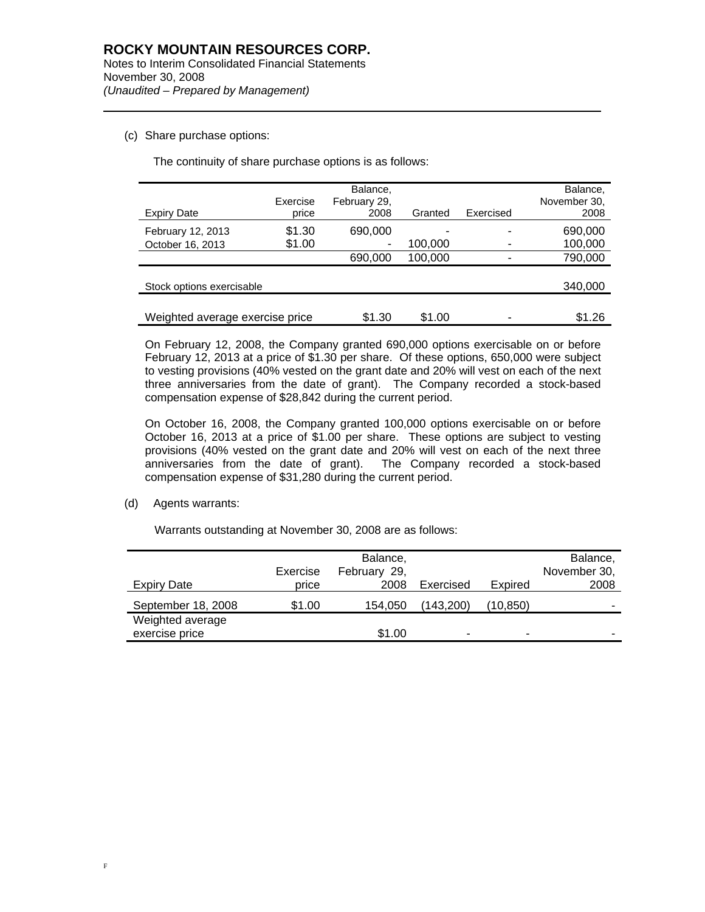(c) Share purchase options:

The continuity of share purchase options is as follows:

| Expiry Date | Exercise price | Balance, February 29, 2008 | Granted | Exercised | Balance, November 30, 2008 |
|---|---|---|---|---|---|
| February 12, 2013 | $1.30 | 690,000 | - | - | 690,000 |
| October 16, 2013 | $1.00 | - | 100,000 | - | 100,000 |
| | | 690,000 | 100,000 | - | 790,000 |
| Stock options exercisable | | | | | 340,000 |
| Weighted average exercise price | | $1.30 | $1.00 | - | $1.26 |

On February 12, 2008, the Company granted 690,000 options exercisable on or before February 12, 2013 at a price of $1.30 per share. Of these options, 650,000 were subject to vesting provisions (40% vested on the grant date and 20% will vest on each of the next three anniversaries from the date of grant). The Company recorded a stock-based compensation expense of $28,842 during the current period.

On October 16, 2008, the Company granted 100,000 options exercisable on or before October 16, 2013 at a price of $1.00 per share. These options are subject to vesting provisions (40% vested on the grant date and 20% will vest on each of the next three anniversaries from the date of grant). The Company recorded a stock-based compensation expense of $31,280 during the current period.

(d) Agents warrants:

Warrants outstanding at November 30, 2008 are as follows:

| Expiry Date | Exercise price | Balance, February 29, 2008 | Exercised | Expired | Balance, November 30, 2008 |
|---|---|---|---|---|---|
| September 18, 2008 | $1.00 | 154,050 | (143,200) | (10,850) | - |
| Weighted average exercise price | | $1.00 | - | - | - |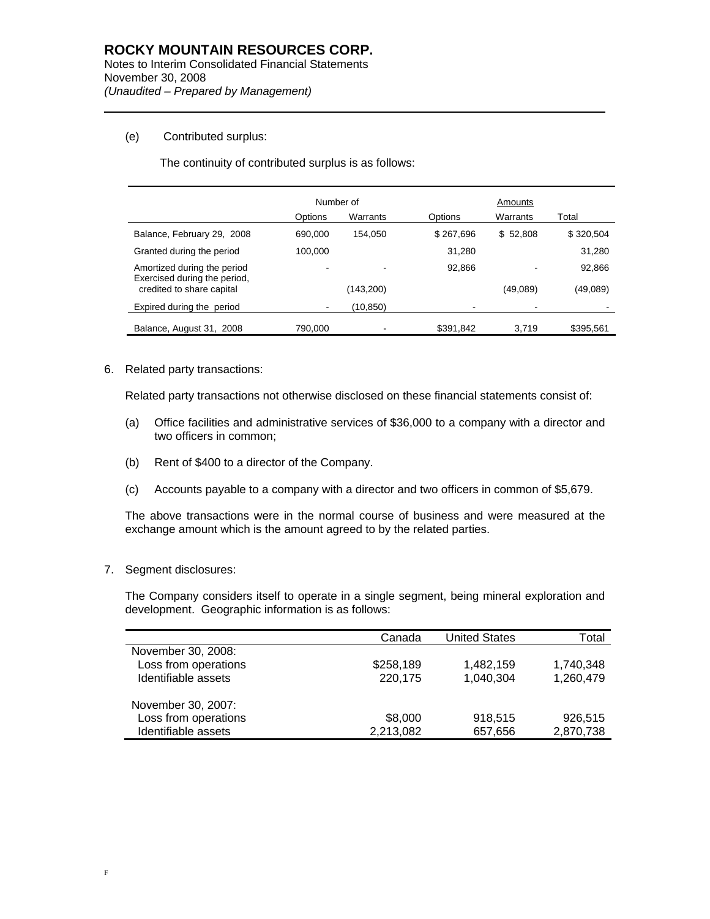# ROCKY MOUNTAIN RESOURCES CORP.

Notes to Interim Consolidated Financial Statements
November 30, 2008
*(Unaudited – Prepared by Management)*

(e) Contributed surplus:

The continuity of contributed surplus is as follows:

| | Number of | | Amounts | | |
|---|---|---|---|---|---|
| | Options | Warrants | Options | Warrants | Total |
| Balance, February 29, 2008 | 690,000 | 154,050 | $ 267,696 | $ 52,808 | $ 320,504 |
| Granted during the period | 100,000 | | 31,280 | | 31,280 |
| Amortized during the period | - | - | 92,866 | - | 92,866 |
| Exercised during the period, credited to share capital | | (143,200) | | (49,089) | (49,089) |
| Expired during the period | - | (10,850) | - | - | - |
| Balance, August 31, 2008 | 790,000 | - | $391,842 | 3,719 | $395,561 |

6. Related party transactions:

Related party transactions not otherwise disclosed on these financial statements consist of:

(a) Office facilities and administrative services of $36,000 to a company with a director and two officers in common;

(b) Rent of $400 to a director of the Company.

(c) Accounts payable to a company with a director and two officers in common of $5,679.

The above transactions were in the normal course of business and were measured at the exchange amount which is the amount agreed to by the related parties.

7. Segment disclosures:

The Company considers itself to operate in a single segment, being mineral exploration and development. Geographic information is as follows:

| | Canada | United States | Total |
|---|---|---|---|
| November 30, 2008: | | | |
| Loss from operations | $258,189 | 1,482,159 | 1,740,348 |
| Identifiable assets | 220,175 | 1,040,304 | 1,260,479 |
| November 30, 2007: | | | |
| Loss from operations | $8,000 | 918,515 | 926,515 |
| Identifiable assets | 2,213,082 | 657,656 | 2,870,738 |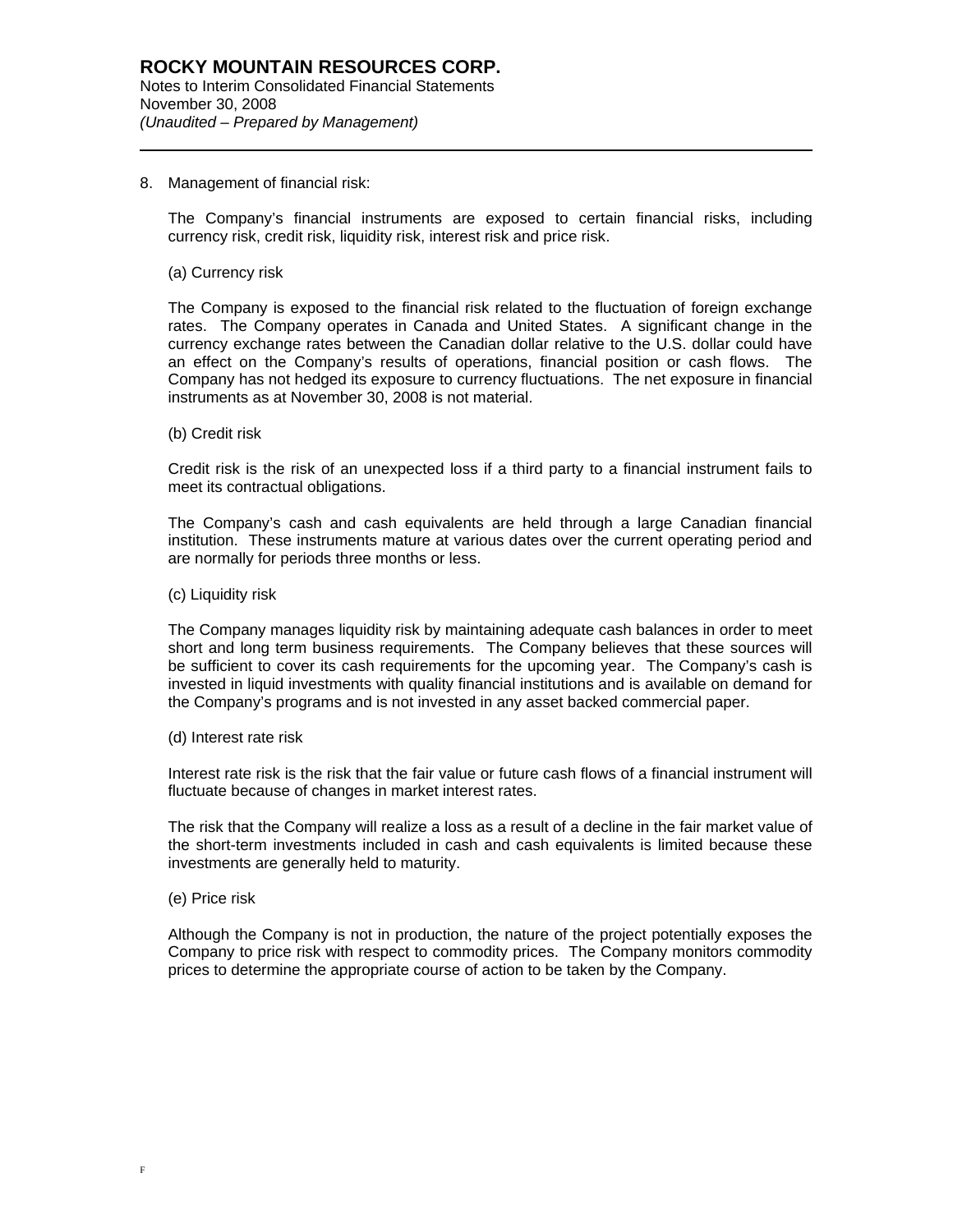# ROCKY MOUNTAIN RESOURCES CORP.

Notes to Interim Consolidated Financial Statements
November 30, 2008
*(Unaudited – Prepared by Management)*

8. Management of financial risk:

The Company's financial instruments are exposed to certain financial risks, including currency risk, credit risk, liquidity risk, interest risk and price risk.

(a) Currency risk

The Company is exposed to the financial risk related to the fluctuation of foreign exchange rates. The Company operates in Canada and United States. A significant change in the currency exchange rates between the Canadian dollar relative to the U.S. dollar could have an effect on the Company's results of operations, financial position or cash flows. The Company has not hedged its exposure to currency fluctuations. The net exposure in financial instruments as at November 30, 2008 is not material.

(b) Credit risk

Credit risk is the risk of an unexpected loss if a third party to a financial instrument fails to meet its contractual obligations.

The Company's cash and cash equivalents are held through a large Canadian financial institution. These instruments mature at various dates over the current operating period and are normally for periods three months or less.

(c) Liquidity risk

The Company manages liquidity risk by maintaining adequate cash balances in order to meet short and long term business requirements. The Company believes that these sources will be sufficient to cover its cash requirements for the upcoming year. The Company's cash is invested in liquid investments with quality financial institutions and is available on demand for the Company's programs and is not invested in any asset backed commercial paper.

(d) Interest rate risk

Interest rate risk is the risk that the fair value or future cash flows of a financial instrument will fluctuate because of changes in market interest rates.

The risk that the Company will realize a loss as a result of a decline in the fair market value of the short-term investments included in cash and cash equivalents is limited because these investments are generally held to maturity.

(e) Price risk

Although the Company is not in production, the nature of the project potentially exposes the Company to price risk with respect to commodity prices. The Company monitors commodity prices to determine the appropriate course of action to be taken by the Company.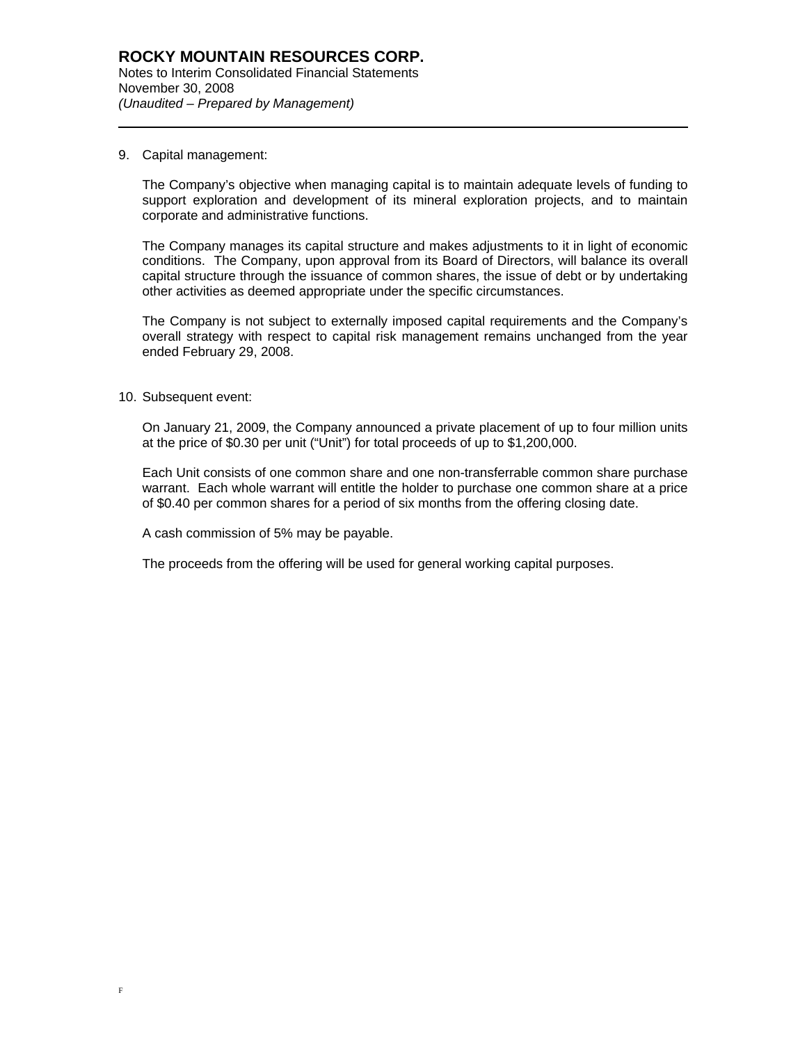9. Capital management:

   The Company's objective when managing capital is to maintain adequate levels of funding to support exploration and development of its mineral exploration projects, and to maintain corporate and administrative functions.

   The Company manages its capital structure and makes adjustments to it in light of economic conditions. The Company, upon approval from its Board of Directors, will balance its overall capital structure through the issuance of common shares, the issue of debt or by undertaking other activities as deemed appropriate under the specific circumstances.

   The Company is not subject to externally imposed capital requirements and the Company's overall strategy with respect to capital risk management remains unchanged from the year ended February 29, 2008.

10. Subsequent event:

   On January 21, 2009, the Company announced a private placement of up to four million units at the price of $0.30 per unit ("Unit") for total proceeds of up to $1,200,000.

   Each Unit consists of one common share and one non-transferrable common share purchase warrant. Each whole warrant will entitle the holder to purchase one common share at a price of $0.40 per common shares for a period of six months from the offering closing date.

   A cash commission of 5% may be payable.

   The proceeds from the offering will be used for general working capital purposes.